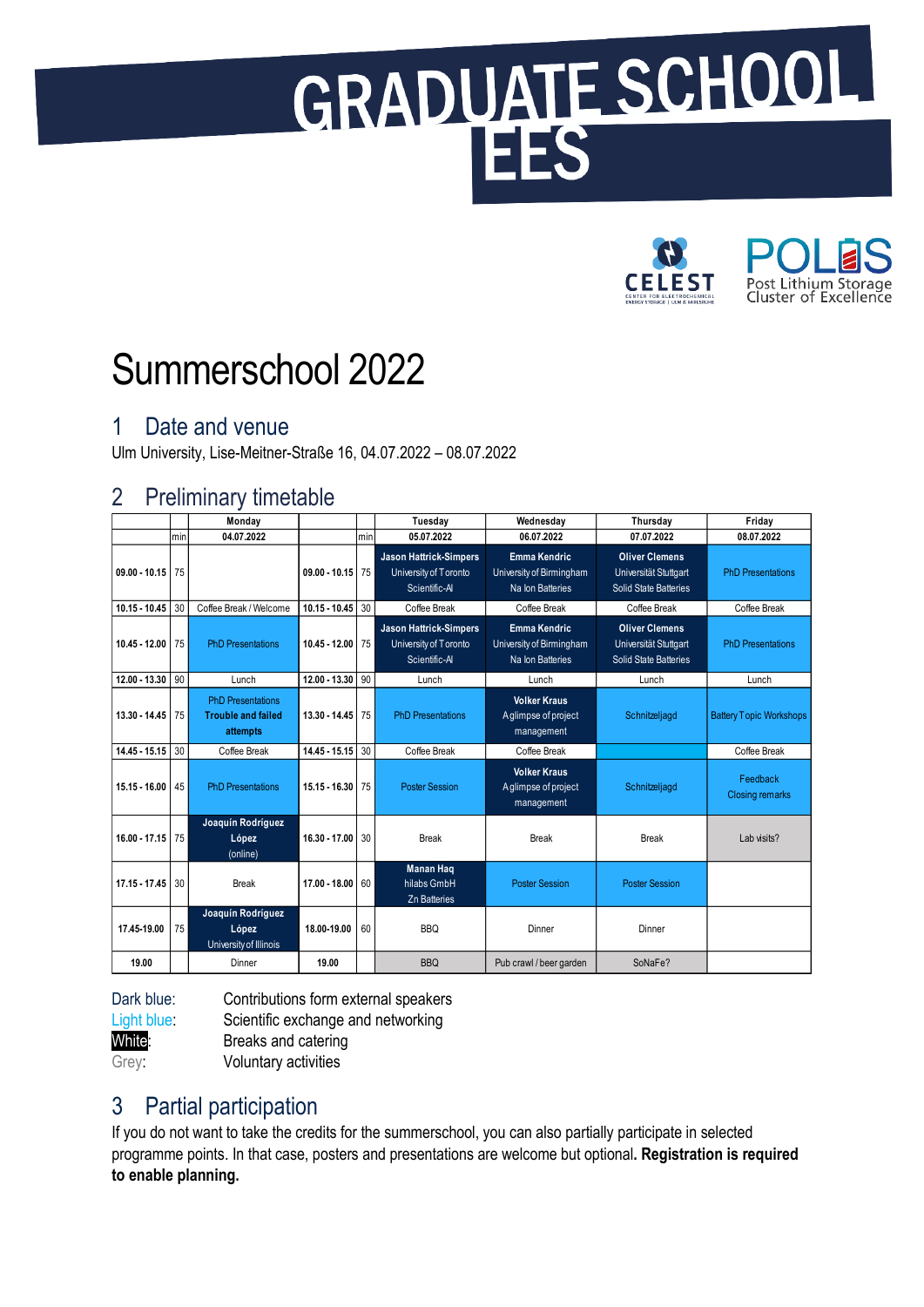# GRADUATE SCHOOL EES

CELEST – Center for Electrochemical Energy Storage | Ulm & Karlsruhe

POLiS – Post Lithium Storage Cluster of Excellence

# Summerschool 2022

## 1 Date and venue

Ulm University, Lise-Meitner-Straße 16, 04.07.2022 – 08.07.2022

## 2 Preliminary timetable

| | | Monday | | | Tuesday | Wednesday | Thursday | Friday |
|---|---|---|---|---|---|---|---|---|
| | min | 04.07.2022 | | min | 05.07.2022 | 06.07.2022 | 07.07.2022 | 08.07.2022 |
| 09.00 - 10.15 | 75 | | 09.00 - 10.15 | 75 | **Jason Hattrick-Simpers** University of Toronto Scientific-AI | **Emma Kendric** University of Birmingham Na Ion Batteries | **Oliver Clemens** Universität Stuttgart Solid State Batteries | PhD Presentations |
| 10.15 - 10.45 | 30 | Coffee Break / Welcome | 10.15 - 10.45 | 30 | Coffee Break | Coffee Break | Coffee Break | Coffee Break |
| 10.45 - 12.00 | 75 | PhD Presentations | 10.45 - 12.00 | 75 | **Jason Hattrick-Simpers** University of Toronto Scientific-AI | **Emma Kendric** University of Birmingham Na Ion Batteries | **Oliver Clemens** Universität Stuttgart Solid State Batteries | PhD Presentations |
| 12.00 - 13.30 | 90 | Lunch | 12.00 - 13.30 | 90 | Lunch | Lunch | Lunch | Lunch |
| 13.30 - 14.45 | 75 | PhD Presentations **Trouble and failed attempts** | 13.30 - 14.45 | 75 | PhD Presentations | **Volker Kraus** A glimpse of project management | Schnitzeljagd | Battery Topic Workshops |
| 14.45 - 15.15 | 30 | Coffee Break | 14.45 - 15.15 | 30 | Coffee Break | Coffee Break | | Coffee Break |
| 15.15 - 16.00 | 45 | PhD Presentations | 15.15 - 16.30 | 75 | Poster Session | **Volker Kraus** A glimpse of project management | Schnitzeljagd | Feedback Closing remarks |
| 16.00 - 17.15 | 75 | **Joaquín Rodríguez López** (online) | 16.30 - 17.00 | 30 | Break | Break | Break | Lab visits? |
| 17.15 - 17.45 | 30 | Break | 17.00 - 18.00 | 60 | **Manan Haq** hilabs GmbH Zn Batteries | Poster Session | Poster Session | |
| 17.45-19.00 | 75 | **Joaquín Rodríguez López** University of Illinois | 18.00-19.00 | 60 | BBQ | Dinner | Dinner | |
| 19.00 | | Dinner | 19.00 | | BBQ | Pub crawl / beer garden | SoNaFe? | |

Dark blue: Contributions form external speakers
Light blue: Scientific exchange and networking
White: Breaks and catering
Grey: Voluntary activities

## 3 Partial participation

If you do not want to take the credits for the summerschool, you can also partially participate in selected programme points. In that case, posters and presentations are welcome but optional. **Registration is required to enable planning.**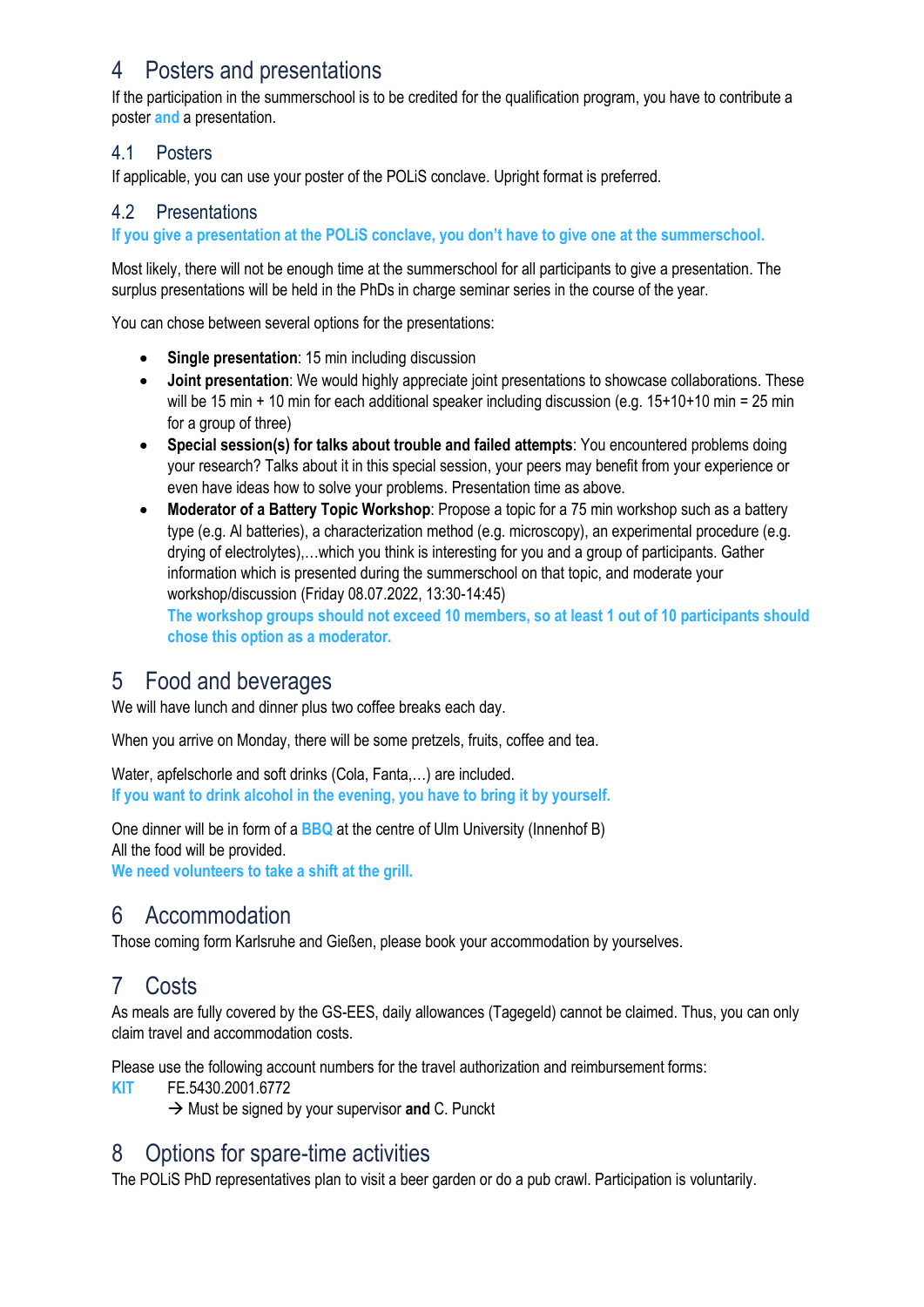# 4 Posters and presentations

If the participation in the summerschool is to be credited for the qualification program, you have to contribute a poster **and** a presentation.

## 4.1 Posters

If applicable, you can use your poster of the POLiS conclave. Upright format is preferred.

## 4.2 Presentations

**If you give a presentation at the POLiS conclave, you don't have to give one at the summerschool.**

Most likely, there will not be enough time at the summerschool for all participants to give a presentation. The surplus presentations will be held in the PhDs in charge seminar series in the course of the year.

You can chose between several options for the presentations:

- **Single presentation**: 15 min including discussion
- **Joint presentation**: We would highly appreciate joint presentations to showcase collaborations. These will be 15 min + 10 min for each additional speaker including discussion (e.g. 15+10+10 min = 25 min for a group of three)
- **Special session(s) for talks about trouble and failed attempts**: You encountered problems doing your research? Talks about it in this special session, your peers may benefit from your experience or even have ideas how to solve your problems. Presentation time as above.
- **Moderator of a Battery Topic Workshop**: Propose a topic for a 75 min workshop such as a battery type (e.g. Al batteries), a characterization method (e.g. microscopy), an experimental procedure (e.g. drying of electrolytes),…which you think is interesting for you and a group of participants. Gather information which is presented during the summerschool on that topic, and moderate your workshop/discussion (Friday 08.07.2022, 13:30-14:45)
  **The workshop groups should not exceed 10 members, so at least 1 out of 10 participants should chose this option as a moderator.**

# 5 Food and beverages

We will have lunch and dinner plus two coffee breaks each day.

When you arrive on Monday, there will be some pretzels, fruits, coffee and tea.

Water, apfelschorle and soft drinks (Cola, Fanta,…) are included.
**If you want to drink alcohol in the evening, you have to bring it by yourself.**

One dinner will be in form of a **BBQ** at the centre of Ulm University (Innenhof B)
All the food will be provided.
**We need volunteers to take a shift at the grill.**

# 6 Accommodation

Those coming form Karlsruhe and Gießen, please book your accommodation by yourselves.

# 7 Costs

As meals are fully covered by the GS-EES, daily allowances (Tagegeld) cannot be claimed. Thus, you can only claim travel and accommodation costs.

Please use the following account numbers for the travel authorization and reimbursement forms:

**KIT** FE.5430.2001.6772
→ Must be signed by your supervisor **and** C. Punckt

# 8 Options for spare-time activities

The POLiS PhD representatives plan to visit a beer garden or do a pub crawl. Participation is voluntarily.